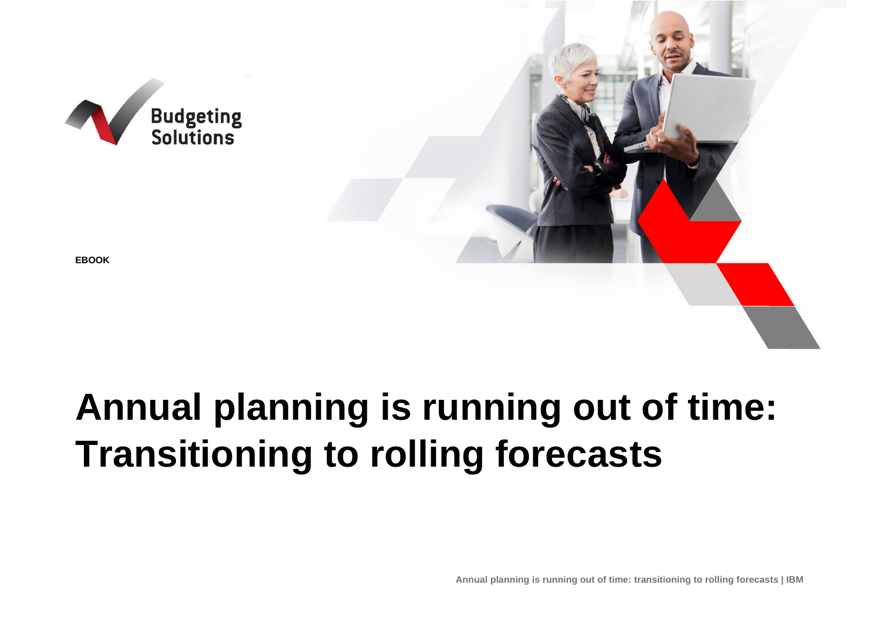Budgeting Solutions

EBOOK

# Annual planning is running out of time: Transitioning to rolling forecasts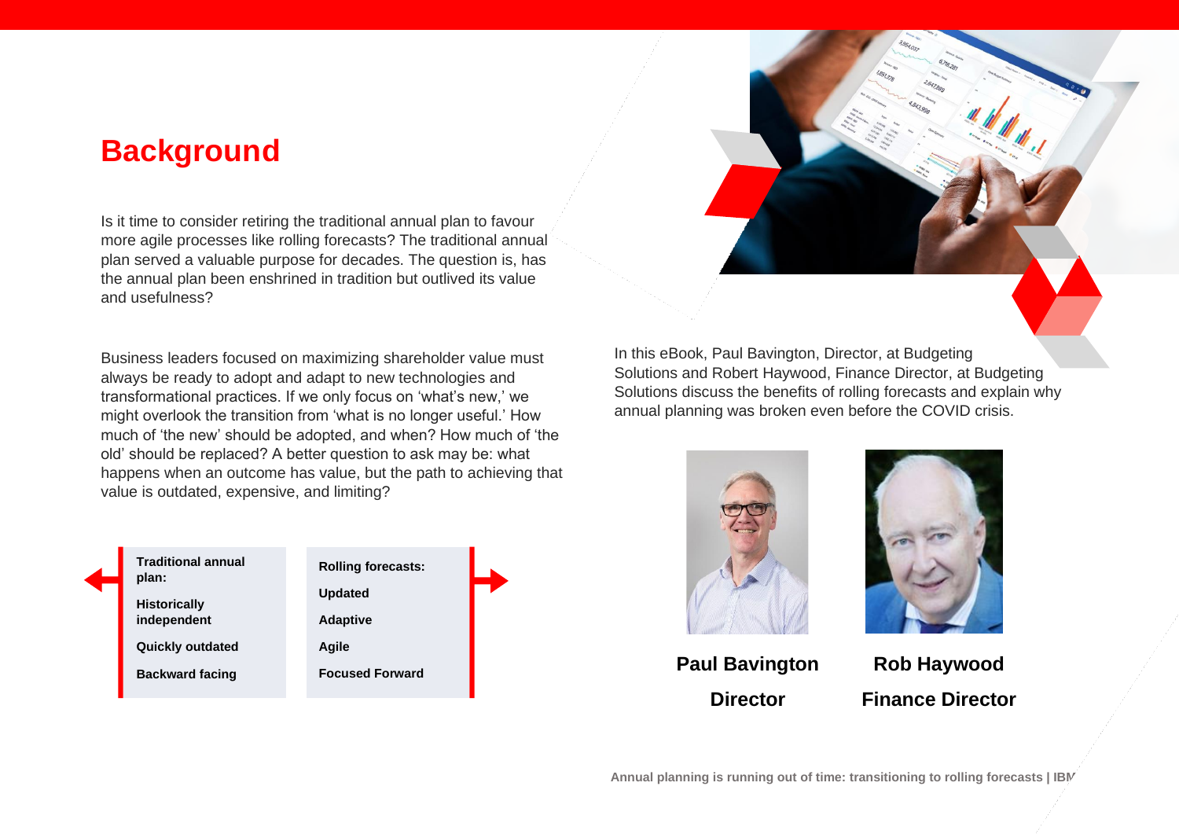# Background

Is it time to consider retiring the traditional annual plan to favour more agile processes like rolling forecasts? The traditional annual plan served a valuable purpose for decades. The question is, has the annual plan been enshrined in tradition but outlived its value and usefulness?

Business leaders focused on maximizing shareholder value must always be ready to adopt and adapt to new technologies and transformational practices. If we only focus on 'what's new,' we might overlook the transition from 'what is no longer useful.' How much of 'the new' should be adopted, and when? How much of 'the old' should be replaced? A better question to ask may be: what happens when an outcome has value, but the path to achieving that value is outdated, expensive, and limiting?

| Traditional annual plan: | Rolling forecasts: |
| --- | --- |
| Historically independent | Updated |
| Quickly outdated | Adaptive |
| Backward facing | Agile |
| | Focused Forward |

In this eBook, Paul Bavington, Director, at Budgeting Solutions and Robert Haywood, Finance Director, at Budgeting Solutions discuss the benefits of rolling forecasts and explain why annual planning was broken even before the COVID crisis.

**Paul Bavington**
**Director**

**Rob Haywood**
**Finance Director**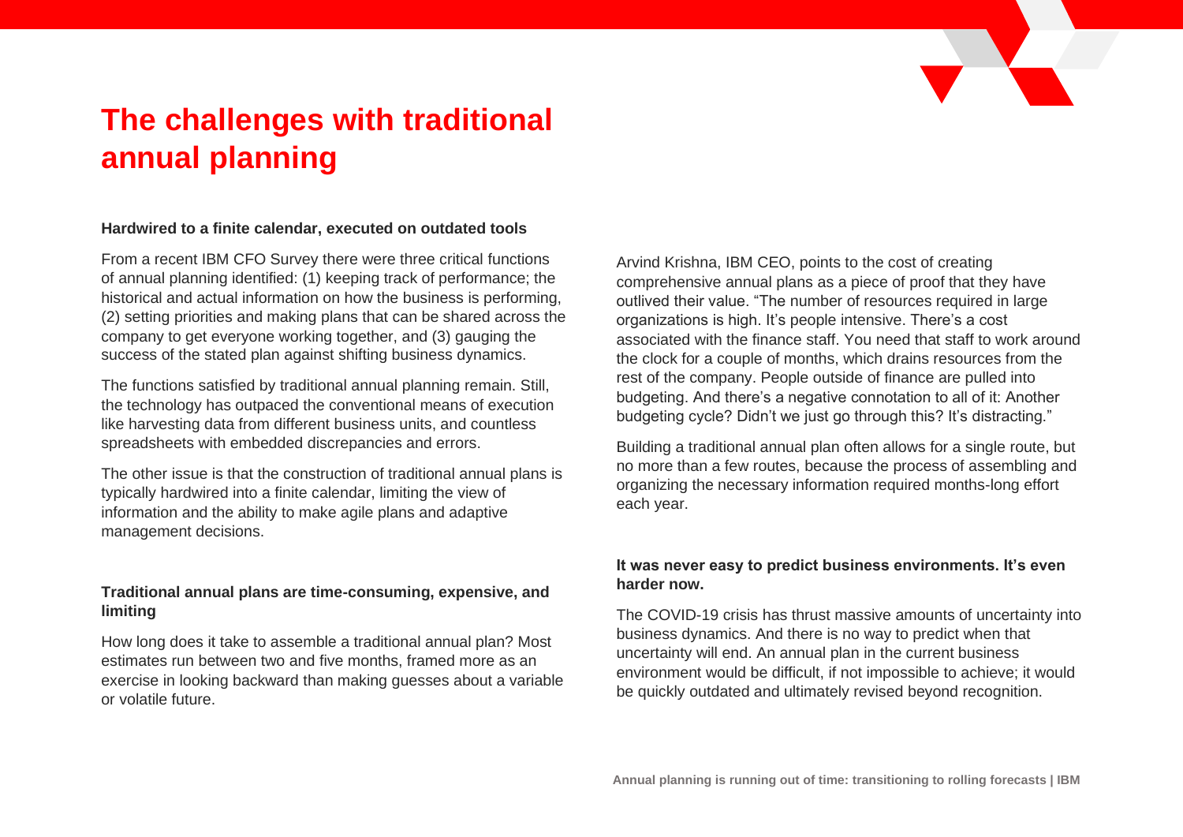# The challenges with traditional annual planning

### Hardwired to a finite calendar, executed on outdated tools

From a recent IBM CFO Survey there were three critical functions of annual planning identified: (1) keeping track of performance; the historical and actual information on how the business is performing, (2) setting priorities and making plans that can be shared across the company to get everyone working together, and (3) gauging the success of the stated plan against shifting business dynamics.

The functions satisfied by traditional annual planning remain. Still, the technology has outpaced the conventional means of execution like harvesting data from different business units, and countless spreadsheets with embedded discrepancies and errors.

The other issue is that the construction of traditional annual plans is typically hardwired into a finite calendar, limiting the view of information and the ability to make agile plans and adaptive management decisions.

### Traditional annual plans are time-consuming, expensive, and limiting

How long does it take to assemble a traditional annual plan? Most estimates run between two and five months, framed more as an exercise in looking backward than making guesses about a variable or volatile future.

Arvind Krishna, IBM CEO, points to the cost of creating comprehensive annual plans as a piece of proof that they have outlived their value. “The number of resources required in large organizations is high. It’s people intensive. There’s a cost associated with the finance staff. You need that staff to work around the clock for a couple of months, which drains resources from the rest of the company. People outside of finance are pulled into budgeting. And there’s a negative connotation to all of it: Another budgeting cycle? Didn’t we just go through this? It’s distracting.”

Building a traditional annual plan often allows for a single route, but no more than a few routes, because the process of assembling and organizing the necessary information required months-long effort each year.

### It was never easy to predict business environments. It’s even harder now.

The COVID-19 crisis has thrust massive amounts of uncertainty into business dynamics. And there is no way to predict when that uncertainty will end. An annual plan in the current business environment would be difficult, if not impossible to achieve; it would be quickly outdated and ultimately revised beyond recognition.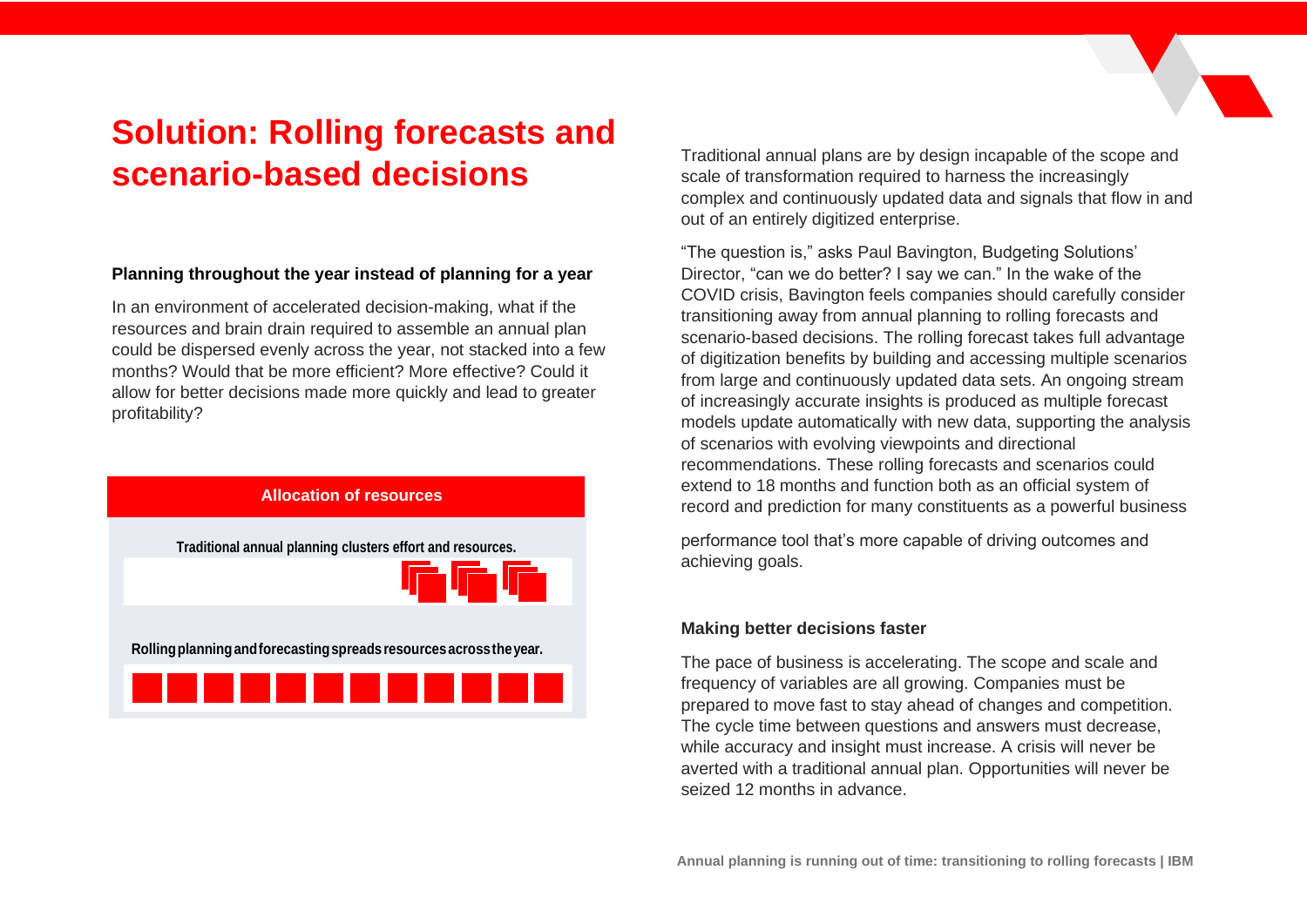# Solution: Rolling forecasts and scenario-based decisions

### Planning throughout the year instead of planning for a year

In an environment of accelerated decision-making, what if the resources and brain drain required to assemble an annual plan could be dispersed evenly across the year, not stacked into a few months? Would that be more efficient? More effective? Could it allow for better decisions made more quickly and lead to greater profitability?

**Allocation of resources**

**Traditional annual planning clusters effort and resources.**

**Rolling planning and forecasting spreads resources across the year.**

Traditional annual plans are by design incapable of the scope and scale of transformation required to harness the increasingly complex and continuously updated data and signals that flow in and out of an entirely digitized enterprise.

"The question is," asks Paul Bavington, Budgeting Solutions' Director, "can we do better? I say we can." In the wake of the COVID crisis, Bavington feels companies should carefully consider transitioning away from annual planning to rolling forecasts and scenario-based decisions. The rolling forecast takes full advantage of digitization benefits by building and accessing multiple scenarios from large and continuously updated data sets. An ongoing stream of increasingly accurate insights is produced as multiple forecast models update automatically with new data, supporting the analysis of scenarios with evolving viewpoints and directional recommendations. These rolling forecasts and scenarios could extend to 18 months and function both as an official system of record and prediction for many constituents as a powerful business performance tool that's more capable of driving outcomes and achieving goals.

### Making better decisions faster

The pace of business is accelerating. The scope and scale and frequency of variables are all growing. Companies must be prepared to move fast to stay ahead of changes and competition. The cycle time between questions and answers must decrease, while accuracy and insight must increase. A crisis will never be averted with a traditional annual plan. Opportunities will never be seized 12 months in advance.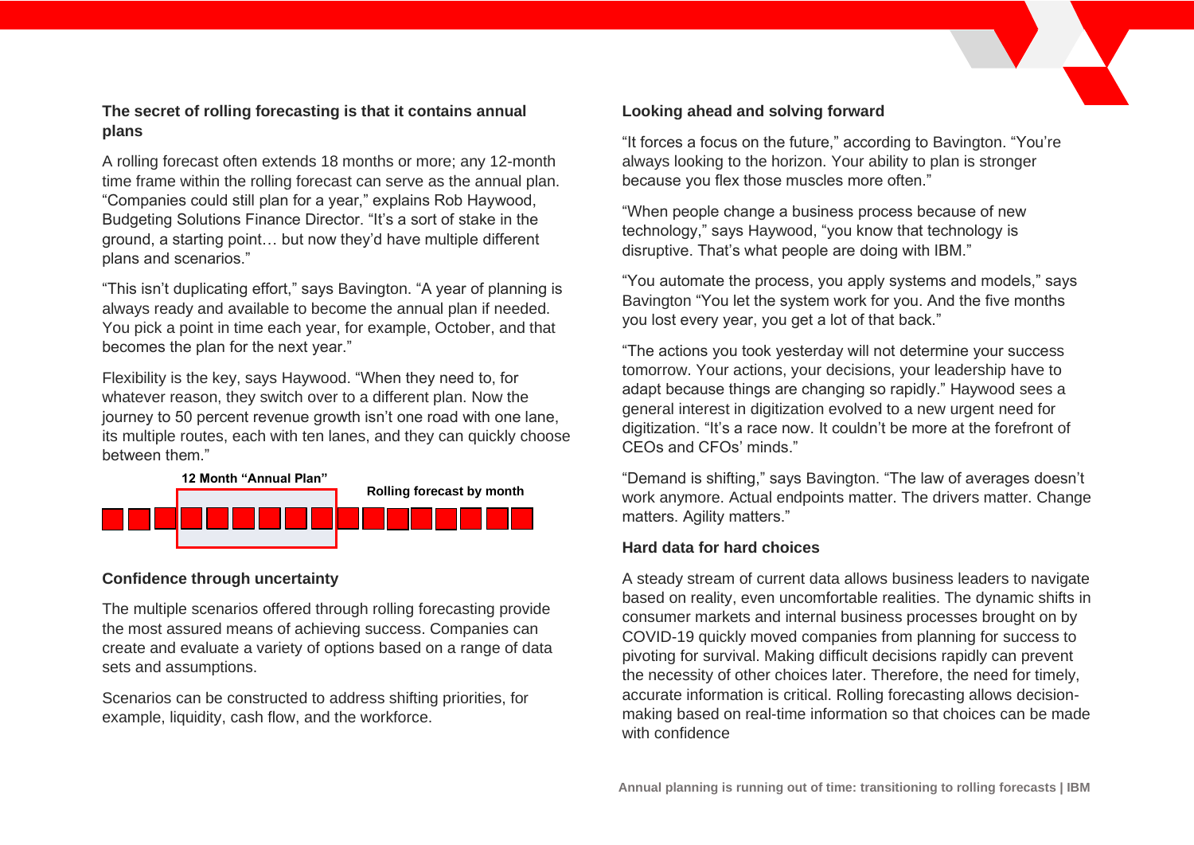### The secret of rolling forecasting is that it contains annual plans

A rolling forecast often extends 18 months or more; any 12-month time frame within the rolling forecast can serve as the annual plan. “Companies could still plan for a year,” explains Rob Haywood, Budgeting Solutions Finance Director. “It’s a sort of stake in the ground, a starting point… but now they’d have multiple different plans and scenarios.”

“This isn’t duplicating effort,” says Bavington. “A year of planning is always ready and available to become the annual plan if needed. You pick a point in time each year, for example, October, and that becomes the plan for the next year.”

Flexibility is the key, says Haywood. “When they need to, for whatever reason, they switch over to a different plan. Now the journey to 50 percent revenue growth isn’t one road with one lane, its multiple routes, each with ten lanes, and they can quickly choose between them.”

**12 Month “Annual Plan”**

**Rolling forecast by month**

### Confidence through uncertainty

The multiple scenarios offered through rolling forecasting provide the most assured means of achieving success. Companies can create and evaluate a variety of options based on a range of data sets and assumptions.

Scenarios can be constructed to address shifting priorities, for example, liquidity, cash flow, and the workforce.

### Looking ahead and solving forward

“It forces a focus on the future,” according to Bavington. “You’re always looking to the horizon. Your ability to plan is stronger because you flex those muscles more often.”

“When people change a business process because of new technology,” says Haywood, “you know that technology is disruptive. That’s what people are doing with IBM.”

“You automate the process, you apply systems and models,” says Bavington “You let the system work for you. And the five months you lost every year, you get a lot of that back.”

“The actions you took yesterday will not determine your success tomorrow. Your actions, your decisions, your leadership have to adapt because things are changing so rapidly.” Haywood sees a general interest in digitization evolved to a new urgent need for digitization. “It’s a race now. It couldn’t be more at the forefront of CEOs and CFOs’ minds.”

“Demand is shifting,” says Bavington. “The law of averages doesn’t work anymore. Actual endpoints matter. The drivers matter. Change matters. Agility matters.”

### Hard data for hard choices

A steady stream of current data allows business leaders to navigate based on reality, even uncomfortable realities. The dynamic shifts in consumer markets and internal business processes brought on by COVID-19 quickly moved companies from planning for success to pivoting for survival. Making difficult decisions rapidly can prevent the necessity of other choices later. Therefore, the need for timely, accurate information is critical. Rolling forecasting allows decision-making based on real-time information so that choices can be made with confidence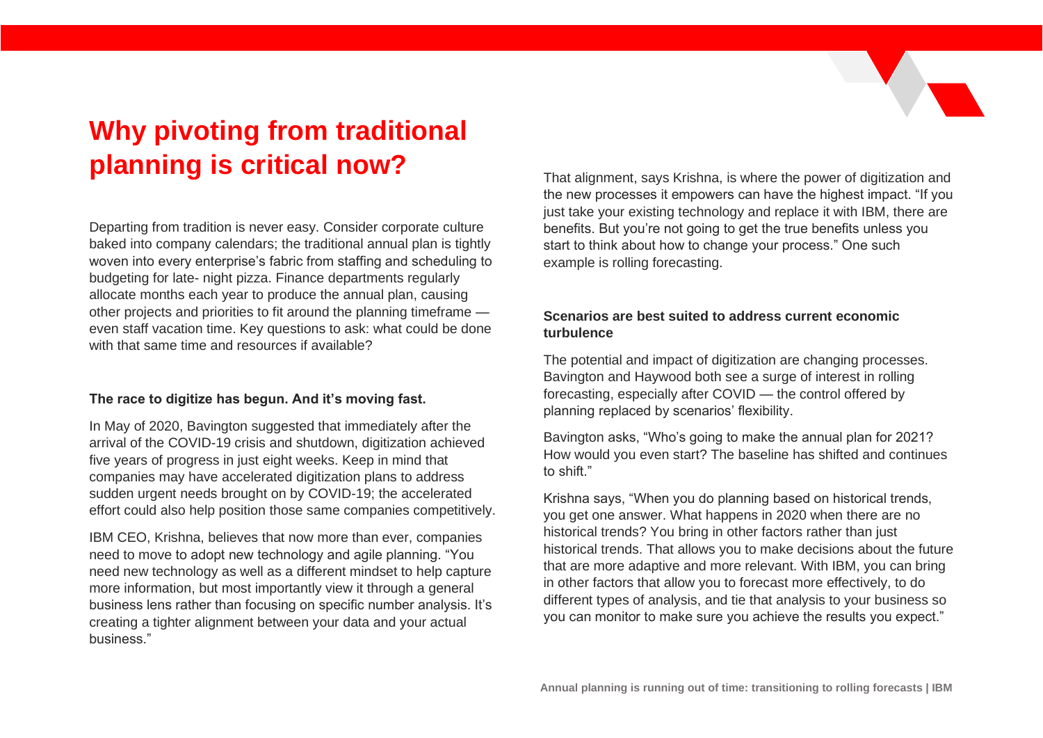# Why pivoting from traditional planning is critical now?

Departing from tradition is never easy. Consider corporate culture baked into company calendars; the traditional annual plan is tightly woven into every enterprise's fabric from staffing and scheduling to budgeting for late- night pizza. Finance departments regularly allocate months each year to produce the annual plan, causing other projects and priorities to fit around the planning timeframe — even staff vacation time. Key questions to ask: what could be done with that same time and resources if available?

**The race to digitize has begun. And it's moving fast.**

In May of 2020, Bavington suggested that immediately after the arrival of the COVID-19 crisis and shutdown, digitization achieved five years of progress in just eight weeks. Keep in mind that companies may have accelerated digitization plans to address sudden urgent needs brought on by COVID-19; the accelerated effort could also help position those same companies competitively.

IBM CEO, Krishna, believes that now more than ever, companies need to move to adopt new technology and agile planning. "You need new technology as well as a different mindset to help capture more information, but most importantly view it through a general business lens rather than focusing on specific number analysis. It's creating a tighter alignment between your data and your actual business."

That alignment, says Krishna, is where the power of digitization and the new processes it empowers can have the highest impact. "If you just take your existing technology and replace it with IBM, there are benefits. But you're not going to get the true benefits unless you start to think about how to change your process." One such example is rolling forecasting.

**Scenarios are best suited to address current economic turbulence**

The potential and impact of digitization are changing processes. Bavington and Haywood both see a surge of interest in rolling forecasting, especially after COVID — the control offered by planning replaced by scenarios' flexibility.

Bavington asks, "Who's going to make the annual plan for 2021? How would you even start? The baseline has shifted and continues to shift."

Krishna says, "When you do planning based on historical trends, you get one answer. What happens in 2020 when there are no historical trends? You bring in other factors rather than just historical trends. That allows you to make decisions about the future that are more adaptive and more relevant. With IBM, you can bring in other factors that allow you to forecast more effectively, to do different types of analysis, and tie that analysis to your business so you can monitor to make sure you achieve the results you expect."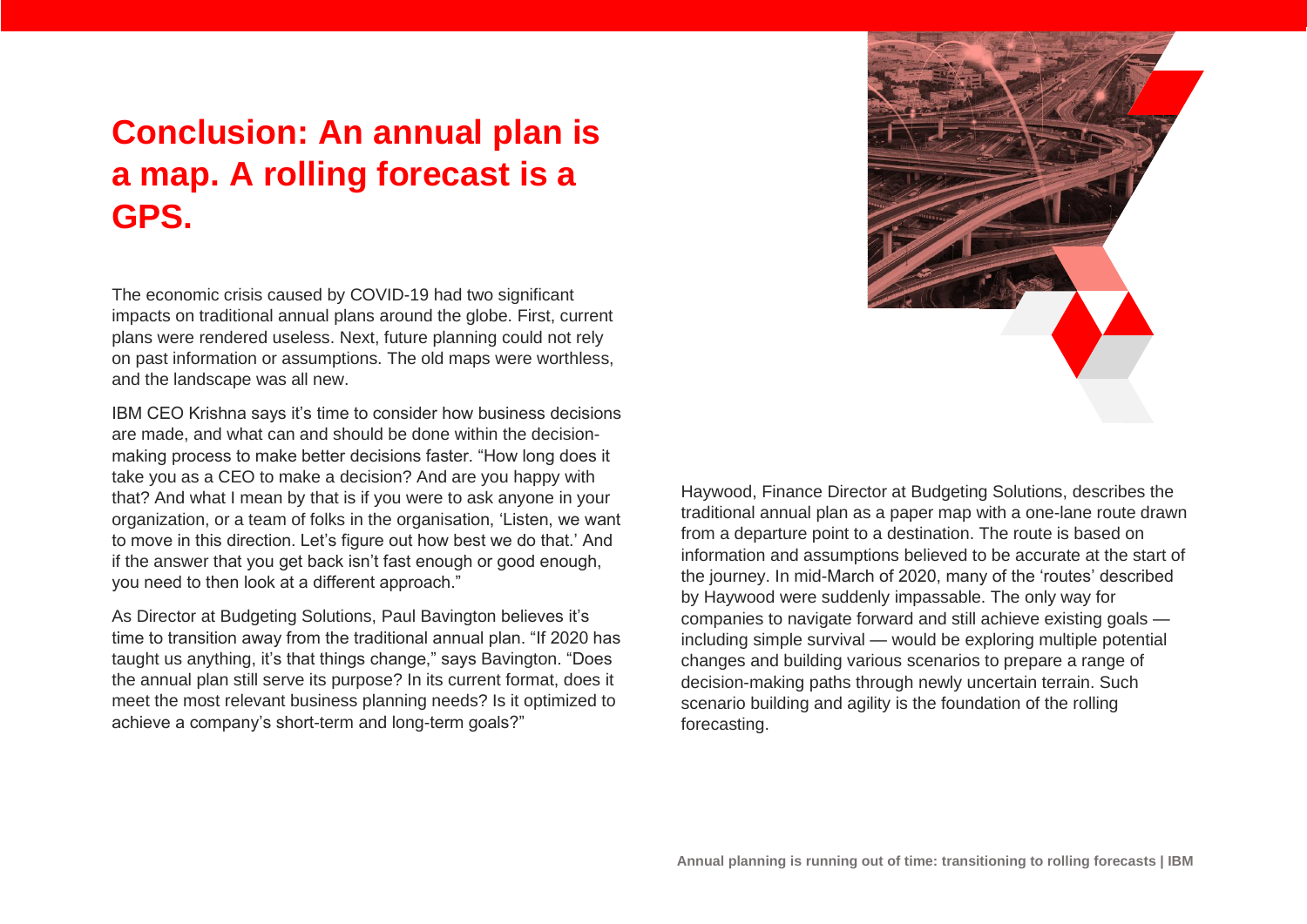# Conclusion: An annual plan is a map. A rolling forecast is a GPS.

The economic crisis caused by COVID-19 had two significant impacts on traditional annual plans around the globe. First, current plans were rendered useless. Next, future planning could not rely on past information or assumptions. The old maps were worthless, and the landscape was all new.

IBM CEO Krishna says it's time to consider how business decisions are made, and what can and should be done within the decision-making process to make better decisions faster. "How long does it take you as a CEO to make a decision? And are you happy with that? And what I mean by that is if you were to ask anyone in your organization, or a team of folks in the organisation, 'Listen, we want to move in this direction. Let's figure out how best we do that.' And if the answer that you get back isn't fast enough or good enough, you need to then look at a different approach."

As Director at Budgeting Solutions, Paul Bavington believes it's time to transition away from the traditional annual plan. "If 2020 has taught us anything, it's that things change," says Bavington. "Does the annual plan still serve its purpose? In its current format, does it meet the most relevant business planning needs? Is it optimized to achieve a company's short-term and long-term goals?"

Haywood, Finance Director at Budgeting Solutions, describes the traditional annual plan as a paper map with a one-lane route drawn from a departure point to a destination. The route is based on information and assumptions believed to be accurate at the start of the journey. In mid-March of 2020, many of the 'routes' described by Haywood were suddenly impassable. The only way for companies to navigate forward and still achieve existing goals — including simple survival — would be exploring multiple potential changes and building various scenarios to prepare a range of decision-making paths through newly uncertain terrain. Such scenario building and agility is the foundation of the rolling forecasting.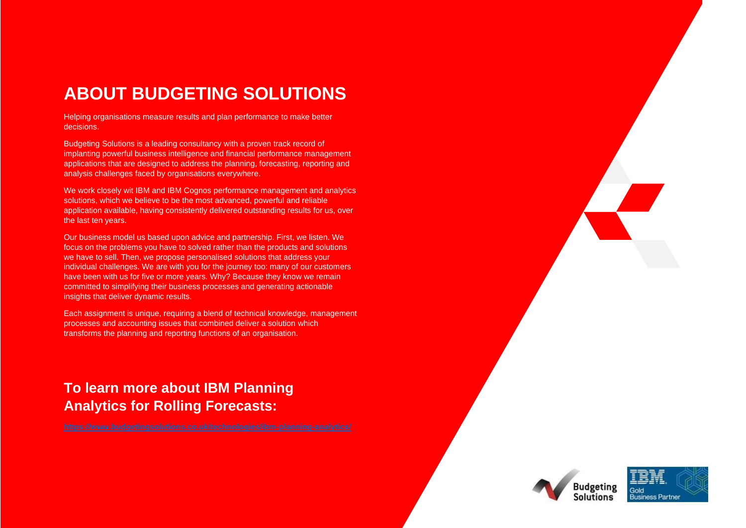# ABOUT BUDGETING SOLUTIONS

Helping organisations measure results and plan performance to make better decisions.

Budgeting Solutions is a leading consultancy with a proven track record of implanting powerful business intelligence and financial performance management applications that are designed to address the planning, forecasting, reporting and analysis challenges faced by organisations everywhere.

We work closely wit IBM and IBM Cognos performance management and analytics solutions, which we believe to be the most advanced, powerful and reliable application available, having consistently delivered outstanding results for us, over the last ten years.

Our business model us based upon advice and partnership. First, we listen. We focus on the problems you have to solved rather than the products and solutions we have to sell. Then, we propose personalised solutions that address your individual challenges. We are with you for the journey too: many of our customers have been with us for five or more years. Why? Because they know we remain committed to simplifying their business processes and generating actionable insights that deliver dynamic results.

Each assignment is unique, requiring a blend of technical knowledge, management processes and accounting issues that combined deliver a solution which transforms the planning and reporting functions of an organisation.

## To learn more about IBM Planning Analytics for Rolling Forecasts:

https://www.budgetingsolutions.co.uk/technologies/ibm-planning-analytics/

Budgeting Solutions

IBM Gold Business Partner